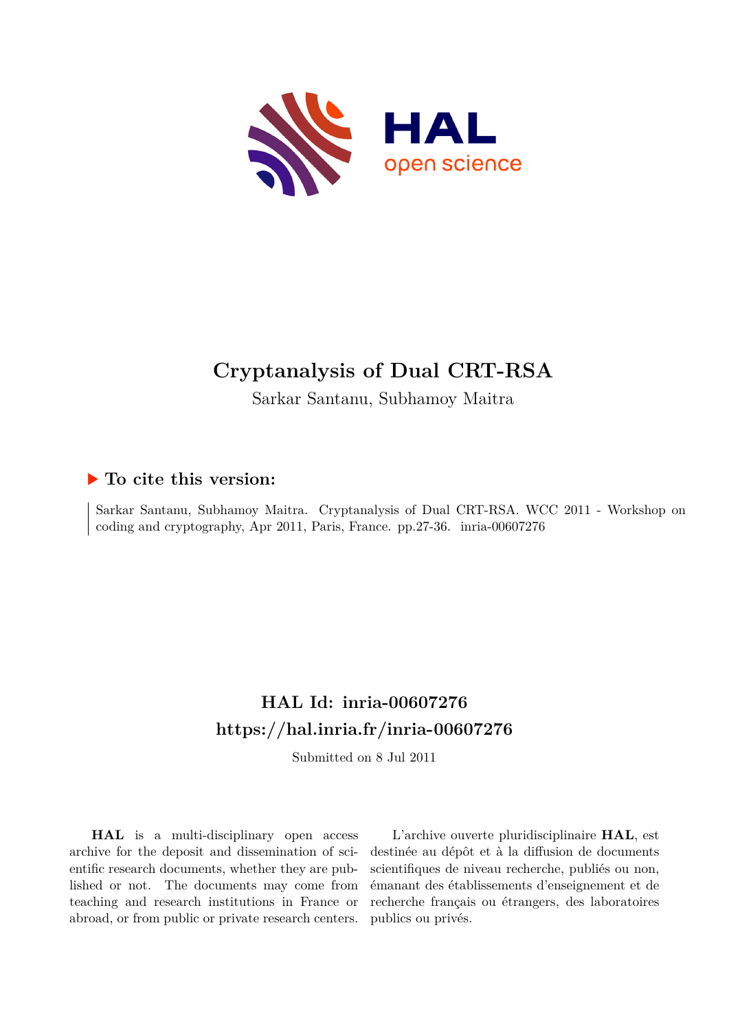# Cryptanalysis of Dual CRT-RSA

Sarkar Santanu, Subhamoy Maitra

## To cite this version:

Sarkar Santanu, Subhamoy Maitra. Cryptanalysis of Dual CRT-RSA. WCC 2011 - Workshop on coding and cryptography, Apr 2011, Paris, France. pp.27-36. inria-00607276

## HAL Id: inria-00607276

## https://hal.inria.fr/inria-00607276

Submitted on 8 Jul 2011

**HAL** is a multi-disciplinary open access archive for the deposit and dissemination of scientific research documents, whether they are published or not. The documents may come from teaching and research institutions in France or abroad, or from public or private research centers.

L'archive ouverte pluridisciplinaire **HAL**, est destinée au dépôt et à la diffusion de documents scientifiques de niveau recherche, publiés ou non, émanant des établissements d'enseignement et de recherche français ou étrangers, des laboratoires publics ou privés.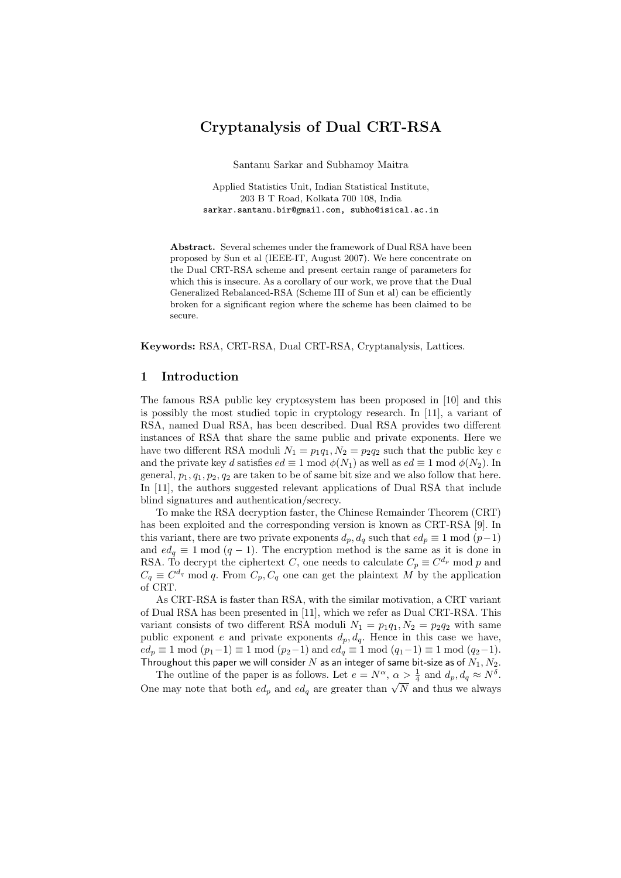# Cryptanalysis of Dual CRT-RSA

Santanu Sarkar and Subhamoy Maitra

Applied Statistics Unit, Indian Statistical Institute,
203 B T Road, Kolkata 700 108, India
sarkar.santanu.bir@gmail.com, subho@isical.ac.in

**Abstract.** Several schemes under the framework of Dual RSA have been proposed by Sun et al (IEEE-IT, August 2007). We here concentrate on the Dual CRT-RSA scheme and present certain range of parameters for which this is insecure. As a corollary of our work, we prove that the Dual Generalized Rebalanced-RSA (Scheme III of Sun et al) can be efficiently broken for a significant region where the scheme has been claimed to be secure.

**Keywords:** RSA, CRT-RSA, Dual CRT-RSA, Cryptanalysis, Lattices.

## 1 Introduction

The famous RSA public key cryptosystem has been proposed in [10] and this is possibly the most studied topic in cryptology research. In [11], a variant of RSA, named Dual RSA, has been described. Dual RSA provides two different instances of RSA that share the same public and private exponents. Here we have two different RSA moduli $N_1 = p_1q_1, N_2 = p_2q_2$ such that the public key $e$ and the private key $d$ satisfies $ed \equiv 1 \bmod \phi(N_1)$ as well as $ed \equiv 1 \bmod \phi(N_2)$. In general, $p_1, q_1, p_2, q_2$ are taken to be of same bit size and we also follow that here. In [11], the authors suggested relevant applications of Dual RSA that include blind signatures and authentication/secrecy.

To make the RSA decryption faster, the Chinese Remainder Theorem (CRT) has been exploited and the corresponding version is known as CRT-RSA [9]. In this variant, there are two private exponents $d_p, d_q$ such that $ed_p \equiv 1 \bmod (p-1)$ and $ed_q \equiv 1 \bmod (q-1)$. The encryption method is the same as it is done in RSA. To decrypt the ciphertext $C$, one needs to calculate $C_p \equiv C^{d_p} \bmod p$ and $C_q \equiv C^{d_q} \bmod q$. From $C_p, C_q$ one can get the plaintext $M$ by the application of CRT.

As CRT-RSA is faster than RSA, with the similar motivation, a CRT variant of Dual RSA has been presented in [11], which we refer as Dual CRT-RSA. This variant consists of two different RSA moduli $N_1 = p_1q_1, N_2 = p_2q_2$ with same public exponent $e$ and private exponents $d_p, d_q$. Hence in this case we have, $ed_p \equiv 1 \bmod (p_1-1) \equiv 1 \bmod (p_2-1)$ and $ed_q \equiv 1 \bmod (q_1-1) \equiv 1 \bmod (q_2-1)$. Throughout this paper we will consider $N$ as an integer of same bit-size as of $N_1, N_2$.

The outline of the paper is as follows. Let $e = N^{\alpha}$, $\alpha > \frac{1}{4}$ and $d_p, d_q \approx N^{\delta}$. One may note that both $ed_p$ and $ed_q$ are greater than $\sqrt{N}$ and thus we always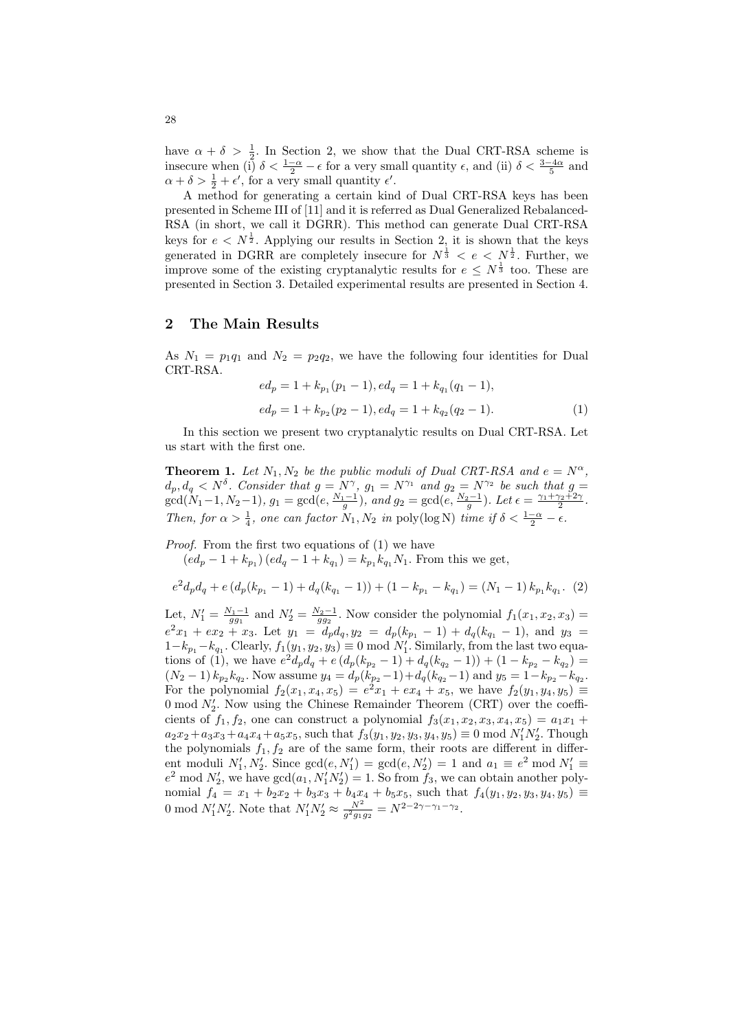have $\alpha + \delta > \frac{1}{2}$. In Section 2, we show that the Dual CRT-RSA scheme is insecure when (i) $\delta < \frac{1-\alpha}{2} - \epsilon$ for a very small quantity $\epsilon$, and (ii) $\delta < \frac{3-4\alpha}{5}$ and $\alpha + \delta > \frac{1}{2} + \epsilon'$, for a very small quantity $\epsilon'$.

A method for generating a certain kind of Dual CRT-RSA keys has been presented in Scheme III of [11] and it is referred as Dual Generalized Rebalanced-RSA (in short, we call it DGRR). This method can generate Dual CRT-RSA keys for $e < N^{\frac{1}{2}}$. Applying our results in Section 2, it is shown that the keys generated in DGRR are completely insecure for $N^{\frac{1}{3}} < e < N^{\frac{1}{2}}$. Further, we improve some of the existing cryptanalytic results for $e \leq N^{\frac{1}{3}}$ too. These are presented in Section 3. Detailed experimental results are presented in Section 4.

## 2 The Main Results

As $N_1 = p_1 q_1$ and $N_2 = p_2 q_2$, we have the following four identities for Dual CRT-RSA.

$$ed_p = 1 + k_{p_1}(p_1 - 1), ed_q = 1 + k_{q_1}(q_1 - 1),$$

$$ed_p = 1 + k_{p_2}(p_2 - 1), ed_q = 1 + k_{q_2}(q_2 - 1). \tag{1}$$

In this section we present two cryptanalytic results on Dual CRT-RSA. Let us start with the first one.

**Theorem 1.** *Let $N_1, N_2$ be the public moduli of Dual CRT-RSA and $e = N^{\alpha}$, $d_p, d_q < N^{\delta}$. Consider that $g = N^{\gamma}$, $g_1 = N^{\gamma_1}$ and $g_2 = N^{\gamma_2}$ be such that $g = \gcd(N_1-1, N_2-1)$, $g_1 = \gcd(e, \frac{N_1-1}{g})$, and $g_2 = \gcd(e, \frac{N_2-1}{g})$. Let $\epsilon = \frac{\gamma_1+\gamma_2+2\gamma}{2}$. Then, for $\alpha > \frac{1}{4}$, one can factor $N_1, N_2$ in $\text{poly}(\log N)$ time if $\delta < \frac{1-\alpha}{2} - \epsilon$.*

*Proof.* From the first two equations of (1) we have
$(ed_p - 1 + k_{p_1})(ed_q - 1 + k_{q_1}) = k_{p_1} k_{q_1} N_1$. From this we get,

$$e^2 d_p d_q + e\left(d_p(k_{p_1} - 1) + d_q(k_{q_1} - 1)\right) + (1 - k_{p_1} - k_{q_1}) = (N_1 - 1)\, k_{p_1} k_{q_1}. \tag{2}$$

Let, $N_1' = \frac{N_1-1}{gg_1}$ and $N_2' = \frac{N_2-1}{gg_2}$. Now consider the polynomial $f_1(x_1, x_2, x_3) = e^2 x_1 + e x_2 + x_3$. Let $y_1 = d_p d_q, y_2 = d_p(k_{p_1} - 1) + d_q(k_{q_1} - 1)$, and $y_3 = 1 - k_{p_1} - k_{q_1}$. Clearly, $f_1(y_1, y_2, y_3) \equiv 0 \bmod N_1'$. Similarly, from the last two equations of (1), we have $e^2 d_p d_q + e\left(d_p(k_{p_2} - 1) + d_q(k_{q_2} - 1)\right) + (1 - k_{p_2} - k_{q_2}) = (N_2 - 1)\, k_{p_2} k_{q_2}$. Now assume $y_4 = d_p(k_{p_2} - 1) + d_q(k_{q_2} - 1)$ and $y_5 = 1 - k_{p_2} - k_{q_2}$. For the polynomial $f_2(x_1, x_4, x_5) = e^2 x_1 + e x_4 + x_5$, we have $f_2(y_1, y_4, y_5) \equiv 0 \bmod N_2'$. Now using the Chinese Remainder Theorem (CRT) over the coefficients of $f_1, f_2$, one can construct a polynomial $f_3(x_1, x_2, x_3, x_4, x_5) = a_1 x_1 + a_2 x_2 + a_3 x_3 + a_4 x_4 + a_5 x_5$, such that $f_3(y_1, y_2, y_3, y_4, y_5) \equiv 0 \bmod N_1' N_2'$. Though the polynomials $f_1, f_2$ are of the same form, their roots are different in different moduli $N_1', N_2'$. Since $\gcd(e, N_1') = \gcd(e, N_2') = 1$ and $a_1 \equiv e^2 \bmod N_1' \equiv e^2 \bmod N_2'$, we have $\gcd(a_1, N_1' N_2') = 1$. So from $f_3$, we can obtain another polynomial $f_4 = x_1 + b_2 x_2 + b_3 x_3 + b_4 x_4 + b_5 x_5$, such that $f_4(y_1, y_2, y_3, y_4, y_5) \equiv 0 \bmod N_1' N_2'$. Note that $N_1' N_2' \approx \frac{N^2}{g^2 g_1 g_2} = N^{2-2\gamma-\gamma_1-\gamma_2}$.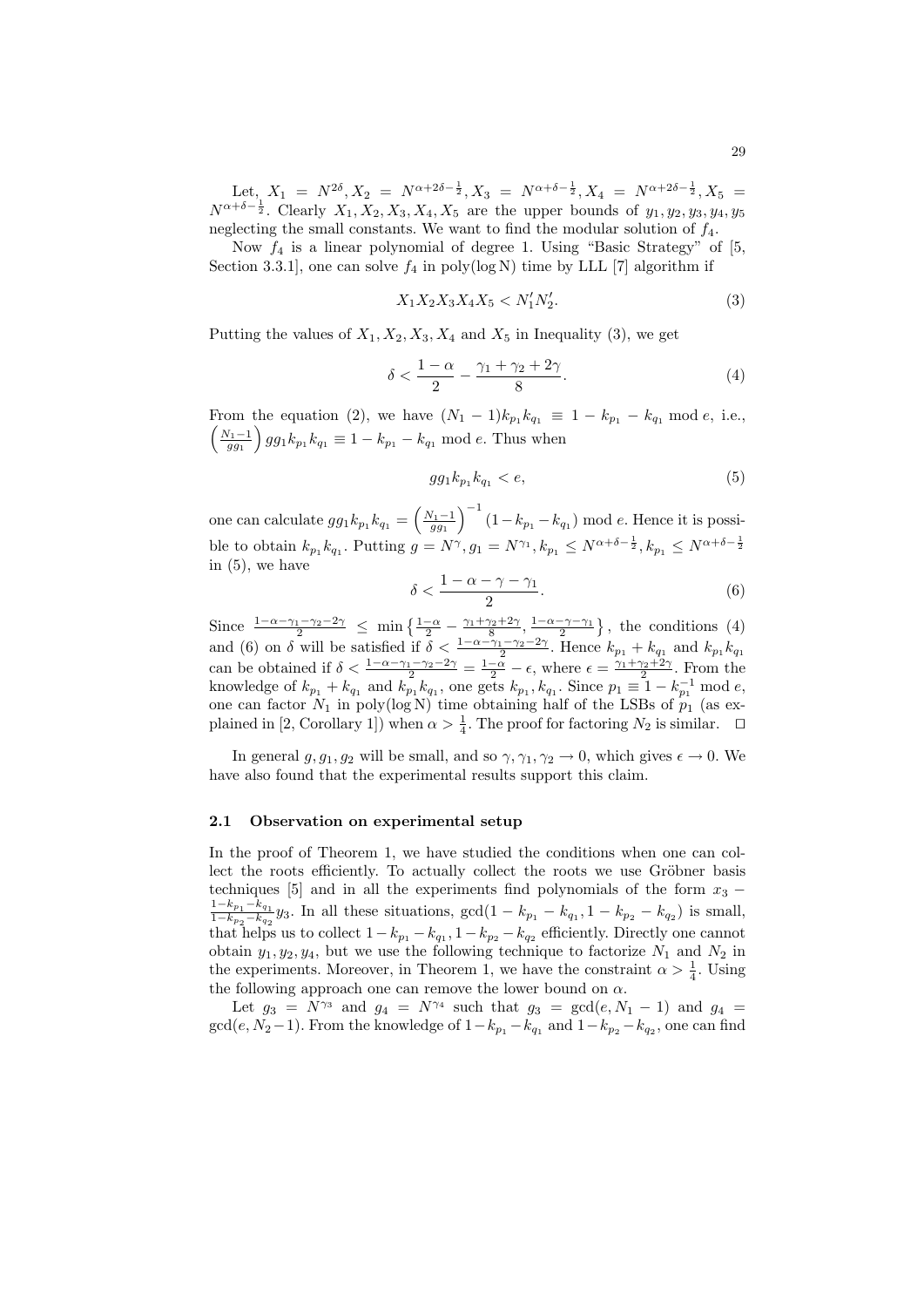Let, $X_1 = N^{2\delta}, X_2 = N^{\alpha+2\delta-\frac{1}{2}}, X_3 = N^{\alpha+\delta-\frac{1}{2}}, X_4 = N^{\alpha+2\delta-\frac{1}{2}}, X_5 = N^{\alpha+\delta-\frac{1}{2}}$. Clearly $X_1, X_2, X_3, X_4, X_5$ are the upper bounds of $y_1, y_2, y_3, y_4, y_5$ neglecting the small constants. We want to find the modular solution of $f_4$.

Now $f_4$ is a linear polynomial of degree 1. Using "Basic Strategy" of [5, Section 3.3.1], one can solve $f_4$ in poly(log N) time by LLL [7] algorithm if

$$X_1 X_2 X_3 X_4 X_5 < N_1' N_2'. \tag{3}$$

Putting the values of $X_1, X_2, X_3, X_4$ and $X_5$ in Inequality (3), we get

$$\delta < \frac{1-\alpha}{2} - \frac{\gamma_1 + \gamma_2 + 2\gamma}{8}. \tag{4}$$

From the equation (2), we have $(N_1 - 1)k_{p_1}k_{q_1} \equiv 1 - k_{p_1} - k_{q_1} \bmod e$, i.e., $\left(\frac{N_1-1}{gg_1}\right) gg_1 k_{p_1}k_{q_1} \equiv 1 - k_{p_1} - k_{q_1} \bmod e$. Thus when

$$gg_1 k_{p_1} k_{q_1} < e, \tag{5}$$

one can calculate $gg_1 k_{p_1}k_{q_1} = \left(\frac{N_1-1}{gg_1}\right)^{-1} (1 - k_{p_1} - k_{q_1}) \bmod e$. Hence it is possible to obtain $k_{p_1}k_{q_1}$. Putting $g = N^{\gamma}, g_1 = N^{\gamma_1}, k_{p_1} \leq N^{\alpha+\delta-\frac{1}{2}}, k_{p_1} \leq N^{\alpha+\delta-\frac{1}{2}}$ in (5), we have

$$\delta < \frac{1-\alpha-\gamma-\gamma_1}{2}. \tag{6}$$

Since $\frac{1-\alpha-\gamma_1-\gamma_2-2\gamma}{2} \leq \min\left\{\frac{1-\alpha}{2} - \frac{\gamma_1+\gamma_2+2\gamma}{8}, \frac{1-\alpha-\gamma-\gamma_1}{2}\right\}$, the conditions (4) and (6) on $\delta$ will be satisfied if $\delta < \frac{1-\alpha-\gamma_1-\gamma_2-2\gamma}{2}$. Hence $k_{p_1} + k_{q_1}$ and $k_{p_1}k_{q_1}$ can be obtained if $\delta < \frac{1-\alpha-\gamma_1-\gamma_2-2\gamma}{2} = \frac{1-\alpha}{2} - \epsilon$, where $\epsilon = \frac{\gamma_1+\gamma_2+2\gamma}{2}$. From the knowledge of $k_{p_1} + k_{q_1}$ and $k_{p_1}k_{q_1}$, one gets $k_{p_1}, k_{q_1}$. Since $p_1 \equiv 1 - k_{p_1}^{-1} \bmod e$, one can factor $N_1$ in poly(log N) time obtaining half of the LSBs of $p_1$ (as explained in [2, Corollary 1]) when $\alpha > \frac{1}{4}$. The proof for factoring $N_2$ is similar. $\square$

In general $g, g_1, g_2$ will be small, and so $\gamma, \gamma_1, \gamma_2 \to 0$, which gives $\epsilon \to 0$. We have also found that the experimental results support this claim.

### 2.1 Observation on experimental setup

In the proof of Theorem 1, we have studied the conditions when one can collect the roots efficiently. To actually collect the roots we use Gröbner basis techniques [5] and in all the experiments find polynomials of the form $x_3 - \frac{1-k_{p_1}-k_{q_1}}{1-k_{p_2}-k_{q_2}} y_3$. In all these situations, $\gcd(1 - k_{p_1} - k_{q_1}, 1 - k_{p_2} - k_{q_2})$ is small, that helps us to collect $1 - k_{p_1} - k_{q_1}, 1 - k_{p_2} - k_{q_2}$ efficiently. Directly one cannot obtain $y_1, y_2, y_4$, but we use the following technique to factorize $N_1$ and $N_2$ in the experiments. Moreover, in Theorem 1, we have the constraint $\alpha > \frac{1}{4}$. Using the following approach one can remove the lower bound on $\alpha$.

Let $g_3 = N^{\gamma_3}$ and $g_4 = N^{\gamma_4}$ such that $g_3 = \gcd(e, N_1 - 1)$ and $g_4 = \gcd(e, N_2 - 1)$. From the knowledge of $1 - k_{p_1} - k_{q_1}$ and $1 - k_{p_2} - k_{q_2}$, one can find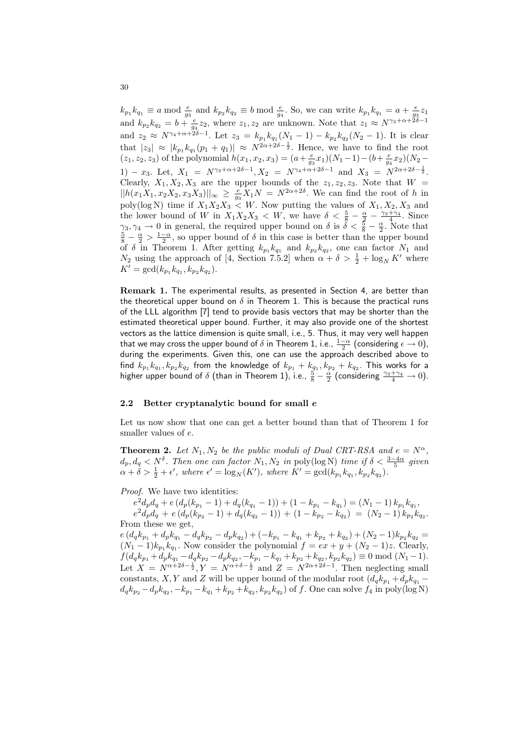$k_{p_1}k_{q_1} \equiv a \bmod \frac{e}{g_3}$ and $k_{p_2}k_{q_2} \equiv b \bmod \frac{e}{g_4}$. So, we can write $k_{p_1}k_{q_1} = a + \frac{e}{g_3}z_1$ and $k_{p_2}k_{q_2} = b + \frac{e}{g_4}z_2$, where $z_1, z_2$ are unknown. Note that $z_1 \approx N^{\gamma_3+\alpha+2\delta-1}$ and $z_2 \approx N^{\gamma_4+\alpha+2\delta-1}$. Let $z_3 = k_{p_1}k_{q_1}(N_1-1) - k_{p_2}k_{q_2}(N_2-1)$. It is clear that $|z_3| \approx |k_{p_1}k_{q_1}(p_1+q_1)| \approx N^{2\alpha+2\delta-\frac{1}{2}}$. Hence, we have to find the root $(z_1, z_2, z_3)$ of the polynomial $h(x_1, x_2, x_3) = (a+\frac{e}{g_3}x_1)(N_1-1) - (b+\frac{e}{g_4}x_2)(N_2-1) - x_3$. Let, $X_1 = N^{\gamma_3+\alpha+2\delta-1}, X_2 = N^{\gamma_4+\alpha+2\delta-1}$ and $X_3 = N^{2\alpha+2\delta-\frac{1}{2}}$. Clearly, $X_1, X_2, X_3$ are the upper bounds of the $z_1, z_2, z_3$. Note that $W = ||h(x_1X_1, x_2X_2, x_3X_3)||_\infty \geq \frac{e}{g_3}X_1N = N^{2\alpha+2\delta}$. We can find the root of $h$ in $\text{poly}(\log \text{N})$ time if $X_1X_2X_3 < W$. Now putting the values of $X_1, X_2, X_3$ and the lower bound of $W$ in $X_1X_2X_3 < W$, we have $\delta < \frac{5}{8} - \frac{\alpha}{2} - \frac{\gamma_3+\gamma_4}{4}$. Since $\gamma_3, \gamma_4 \to 0$ in general, the required upper bound on $\delta$ is $\delta < \frac{5}{8} - \frac{\alpha}{2}$. Note that $\frac{5}{8} - \frac{\alpha}{2} > \frac{1-\alpha}{2}$, so upper bound of $\delta$ in this case is better than the upper bound of $\delta$ in Theorem 1. After getting $k_{p_1}k_{q_1}$ and $k_{p_2}k_{q_2}$, one can factor $N_1$ and $N_2$ using the approach of [4, Section 7.5.2] when $\alpha + \delta > \frac{1}{2} + \log_N K'$ where $K' = \gcd(k_{p_1}k_{q_1}, k_{p_2}k_{q_2})$.

**Remark 1.** The experimental results, as presented in Section 4, are better than the theoretical upper bound on $\delta$ in Theorem 1. This is because the practical runs of the LLL algorithm [7] tend to provide basis vectors that may be shorter than the estimated theoretical upper bound. Further, it may also provide one of the shortest vectors as the lattice dimension is quite small, i.e., 5. Thus, it may very well happen that we may cross the upper bound of $\delta$ in Theorem 1, i.e., $\frac{1-\alpha}{2}$ (considering $\epsilon \to 0$), during the experiments. Given this, one can use the approach described above to find $k_{p_1}k_{q_1}, k_{p_2}k_{q_2}$ from the knowledge of $k_{p_1}+k_{q_1}, k_{p_2}+k_{q_2}$. This works for a higher upper bound of $\delta$ (than in Theorem 1), i.e., $\frac{5}{8} - \frac{\alpha}{2}$ (considering $\frac{\gamma_3+\gamma_4}{4} \to 0$).

### 2.2 Better cryptanalytic bound for small $e$

Let us now show that one can get a better bound than that of Theorem 1 for smaller values of $e$.

**Theorem 2.** *Let $N_1, N_2$ be the public moduli of Dual CRT-RSA and $e = N^\alpha$, $d_p, d_q < N^\delta$. Then one can factor $N_1, N_2$ in $\text{poly}(\log \text{N})$ time if $\delta < \frac{3-4\alpha}{5}$ given $\alpha + \delta > \frac{1}{2} + \epsilon'$, where $\epsilon' = \log_N(K')$, where $K' = \gcd(k_{p_1}k_{q_1}, k_{p_2}k_{q_2})$.*

*Proof.* We have two identities:

$e^2d_pd_q + e\left(d_p(k_{p_1}-1) + d_q(k_{q_1}-1)\right) + (1-k_{p_1}-k_{q_1}) = (N_1-1)\,k_{p_1}k_{q_1}$,

$e^2d_pd_q + e\left(d_p(k_{p_2}-1) + d_q(k_{q_2}-1)\right) + (1-k_{p_2}-k_{q_2}) = (N_2-1)\,k_{p_2}k_{q_2}$.

From these we get,

$e\left(d_qk_{p_1} + d_pk_{q_1} - d_qk_{p_2} - d_pk_{q_2}\right) + (-k_{p_1} - k_{q_1} + k_{p_2} + k_{q_2}) + (N_2-1)k_{p_2}k_{q_2} = (N_1-1)k_{p_1}k_{q_1}$. Now consider the polynomial $f = ex + y + (N_2-1)z$. Clearly, $f(d_qk_{p_1} + d_pk_{q_1} - d_qk_{p_2} - d_pk_{q_2}, -k_{p_1} - k_{q_1} + k_{p_2} + k_{q_2}, k_{p_2}k_{q_2}) \equiv 0 \bmod (N_1-1)$. Let $X = N^{\alpha+2\delta-\frac{1}{2}}, Y = N^{\alpha+\delta-\frac{1}{2}}$ and $Z = N^{2\alpha+2\delta-1}$. Then neglecting small constants, $X, Y$ and $Z$ will be upper bound of the modular root $(d_qk_{p_1} + d_pk_{q_1} - d_qk_{p_2} - d_pk_{q_2}, -k_{p_1} - k_{q_1} + k_{p_2} + k_{q_2}, k_{p_2}k_{q_2})$ of $f$. One can solve $f_4$ in $\text{poly}(\log \text{N})$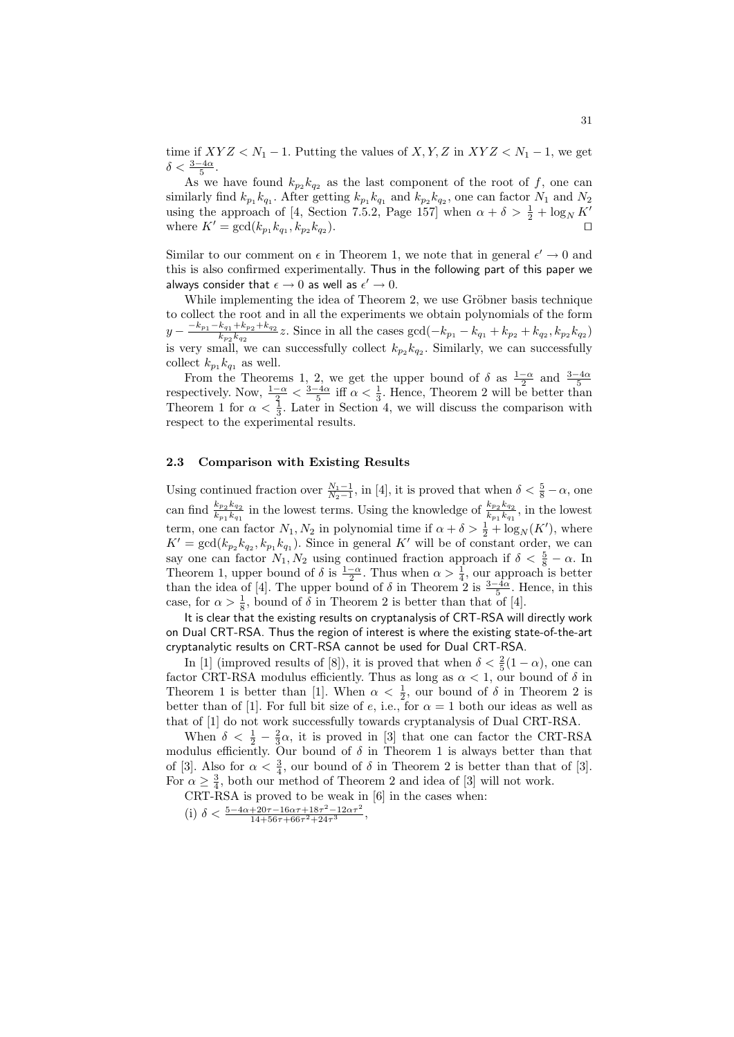time if $XYZ < N_1 - 1$. Putting the values of $X, Y, Z$ in $XYZ < N_1 - 1$, we get $\delta < \frac{3-4\alpha}{5}$.

As we have found $k_{p_2}k_{q_2}$ as the last component of the root of $f$, one can similarly find $k_{p_1}k_{q_1}$. After getting $k_{p_1}k_{q_1}$ and $k_{p_2}k_{q_2}$, one can factor $N_1$ and $N_2$ using the approach of [4, Section 7.5.2, Page 157] when $\alpha + \delta > \frac{1}{2} + \log_N K'$ where $K' = \gcd(k_{p_1}k_{q_1}, k_{p_2}k_{q_2})$. ⊓⊔

Similar to our comment on $\epsilon$ in Theorem 1, we note that in general $\epsilon' \to 0$ and this is also confirmed experimentally. Thus in the following part of this paper we always consider that $\epsilon \to 0$ as well as $\epsilon' \to 0$.

While implementing the idea of Theorem 2, we use Gröbner basis technique to collect the root and in all the experiments we obtain polynomials of the form $y - \frac{-k_{p_1}-k_{q_1}+k_{p_2}+k_{q_2}}{k_{p_2}k_{q_2}}z$. Since in all the cases $\gcd(-k_{p_1} - k_{q_1} + k_{p_2} + k_{q_2}, k_{p_2}k_{q_2})$ is very small, we can successfully collect $k_{p_2}k_{q_2}$. Similarly, we can successfully collect $k_{p_1}k_{q_1}$ as well.

From the Theorems 1, 2, we get the upper bound of $\delta$ as $\frac{1-\alpha}{2}$ and $\frac{3-4\alpha}{5}$ respectively. Now, $\frac{1-\alpha}{2} < \frac{3-4\alpha}{5}$ iff $\alpha < \frac{1}{3}$. Hence, Theorem 2 will be better than Theorem 1 for $\alpha < \frac{1}{3}$. Later in Section 4, we will discuss the comparison with respect to the experimental results.

### 2.3 Comparison with Existing Results

Using continued fraction over $\frac{N_1-1}{N_2-1}$, in [4], it is proved that when $\delta < \frac{5}{8} - \alpha$, one can find $\frac{k_{p_2}k_{q_2}}{k_{p_1}k_{q_1}}$ in the lowest terms. Using the knowledge of $\frac{k_{p_2}k_{q_2}}{k_{p_1}k_{q_1}}$, in the lowest term, one can factor $N_1, N_2$ in polynomial time if $\alpha + \delta > \frac{1}{2} + \log_N(K')$, where $K' = \gcd(k_{p_2}k_{q_2}, k_{p_1}k_{q_1})$. Since in general $K'$ will be of constant order, we can say one can factor $N_1, N_2$ using continued fraction approach if $\delta < \frac{5}{8} - \alpha$. In Theorem 1, upper bound of $\delta$ is $\frac{1-\alpha}{2}$. Thus when $\alpha > \frac{1}{4}$, our approach is better than the idea of [4]. The upper bound of $\delta$ in Theorem 2 is $\frac{3-4\alpha}{5}$. Hence, in this case, for $\alpha > \frac{1}{8}$, bound of $\delta$ in Theorem 2 is better than that of [4].

It is clear that the existing results on cryptanalysis of CRT-RSA will directly work on Dual CRT-RSA. Thus the region of interest is where the existing state-of-the-art cryptanalytic results on CRT-RSA cannot be used for Dual CRT-RSA.

In [1] (improved results of [8]), it is proved that when $\delta < \frac{2}{5}(1 - \alpha)$, one can factor CRT-RSA modulus efficiently. Thus as long as $\alpha < 1$, our bound of $\delta$ in Theorem 1 is better than [1]. When $\alpha < \frac{1}{2}$, our bound of $\delta$ in Theorem 2 is better than of [1]. For full bit size of $e$, i.e., for $\alpha = 1$ both our ideas as well as that of [1] do not work successfully towards cryptanalysis of Dual CRT-RSA.

When $\delta < \frac{1}{2} - \frac{2}{3}\alpha$, it is proved in [3] that one can factor the CRT-RSA modulus efficiently. Our bound of $\delta$ in Theorem 1 is always better than that of [3]. Also for $\alpha < \frac{3}{4}$, our bound of $\delta$ in Theorem 2 is better than that of [3]. For $\alpha \geq \frac{3}{4}$, both our method of Theorem 2 and idea of [3] will not work.

CRT-RSA is proved to be weak in [6] in the cases when:

(i) $\delta < \frac{5-4\alpha+20\tau-16\alpha\tau+18\tau^2-12\alpha\tau^2}{14+56\tau+66\tau^2+24\tau^3}$,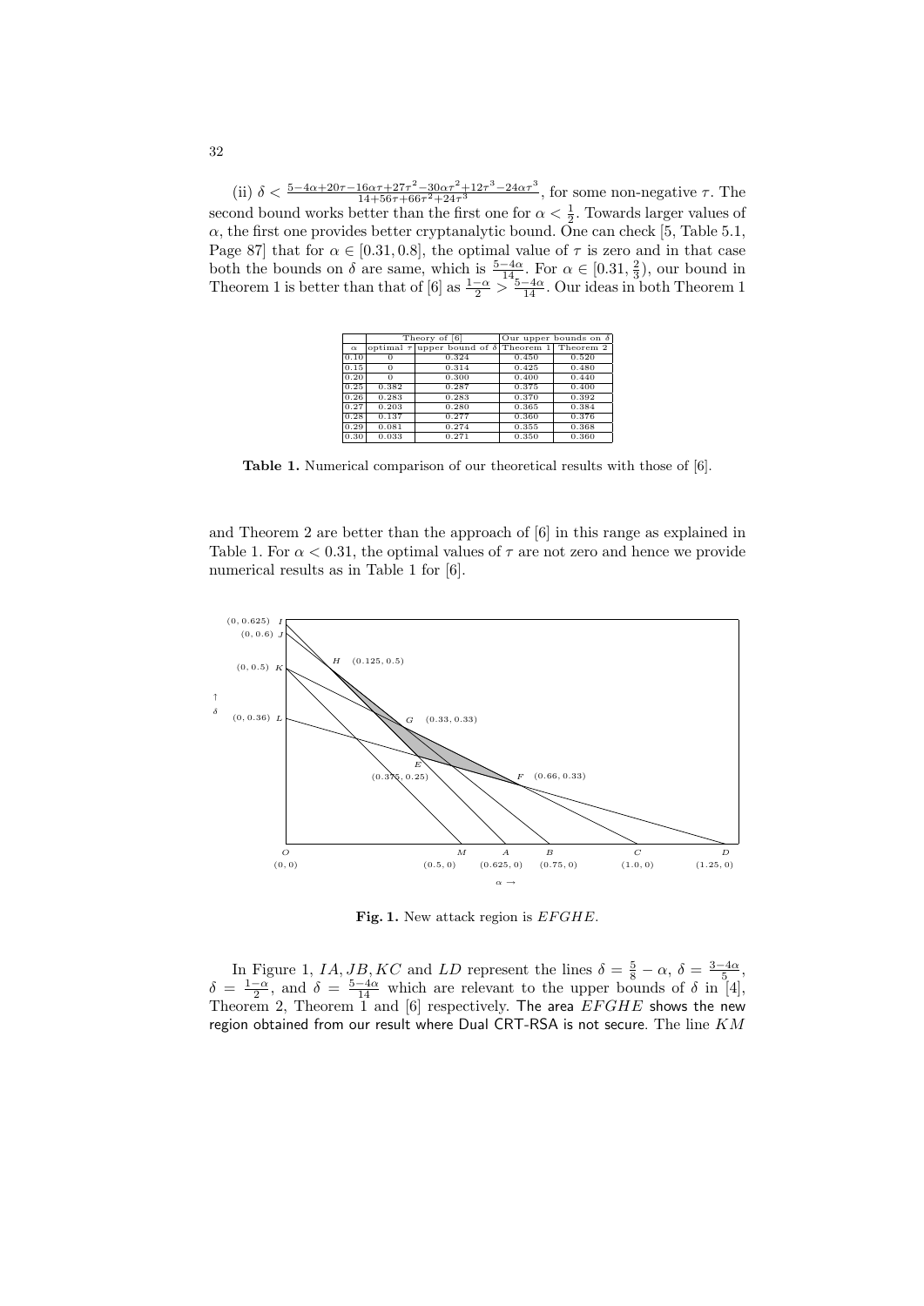(ii) $\delta < \frac{5-4\alpha+20\tau-16\alpha\tau+27\tau^2-30\alpha\tau^2+12\tau^3-24\alpha\tau^3}{14+56\tau+66\tau^2+24\tau^3}$, for some non-negative $\tau$. The second bound works better than the first one for $\alpha < \frac{1}{2}$. Towards larger values of $\alpha$, the first one provides better cryptanalytic bound. One can check [5, Table 5.1, Page 87] that for $\alpha \in [0.31, 0.8]$, the optimal value of $\tau$ is zero and in that case both the bounds on $\delta$ are same, which is $\frac{5-4\alpha}{14}$. For $\alpha \in [0.31, \frac{2}{3})$, our bound in Theorem 1 is better than that of [6] as $\frac{1-\alpha}{2} > \frac{5-4\alpha}{14}$. Our ideas in both Theorem 1 and Theorem 2 are better than the approach of [6] in this range as explained in Table 1. For $\alpha < 0.31$, the optimal values of $\tau$ are not zero and hence we provide numerical results as in Table 1 for [6].

| | Theory of [6] | | Our upper bounds on $\delta$ | |
|---|---|---|---|---|
| $\alpha$ | optimal $\tau$ | upper bound of $\delta$ | Theorem 1 | Theorem 2 |
| 0.10 | 0 | 0.324 | 0.450 | 0.520 |
| 0.15 | 0 | 0.314 | 0.425 | 0.480 |
| 0.20 | 0 | 0.300 | 0.400 | 0.440 |
| 0.25 | 0.382 | 0.287 | 0.375 | 0.400 |
| 0.26 | 0.283 | 0.283 | 0.370 | 0.392 |
| 0.27 | 0.203 | 0.280 | 0.365 | 0.384 |
| 0.28 | 0.137 | 0.277 | 0.360 | 0.376 |
| 0.29 | 0.081 | 0.274 | 0.355 | 0.368 |
| 0.30 | 0.033 | 0.271 | 0.350 | 0.360 |

**Table 1.** Numerical comparison of our theoretical results with those of [6].

**Fig. 1.** New attack region is $EFGHE$.

In Figure 1, $IA, JB, KC$ and $LD$ represent the lines $\delta = \frac{5}{8} - \alpha$, $\delta = \frac{3-4\alpha}{5}$, $\delta = \frac{1-\alpha}{2}$, and $\delta = \frac{5-4\alpha}{14}$ which are relevant to the upper bounds of $\delta$ in [4], Theorem 2, Theorem 1 and [6] respectively. The area $EFGHE$ shows the new region obtained from our result where Dual CRT-RSA is not secure. The line $KM$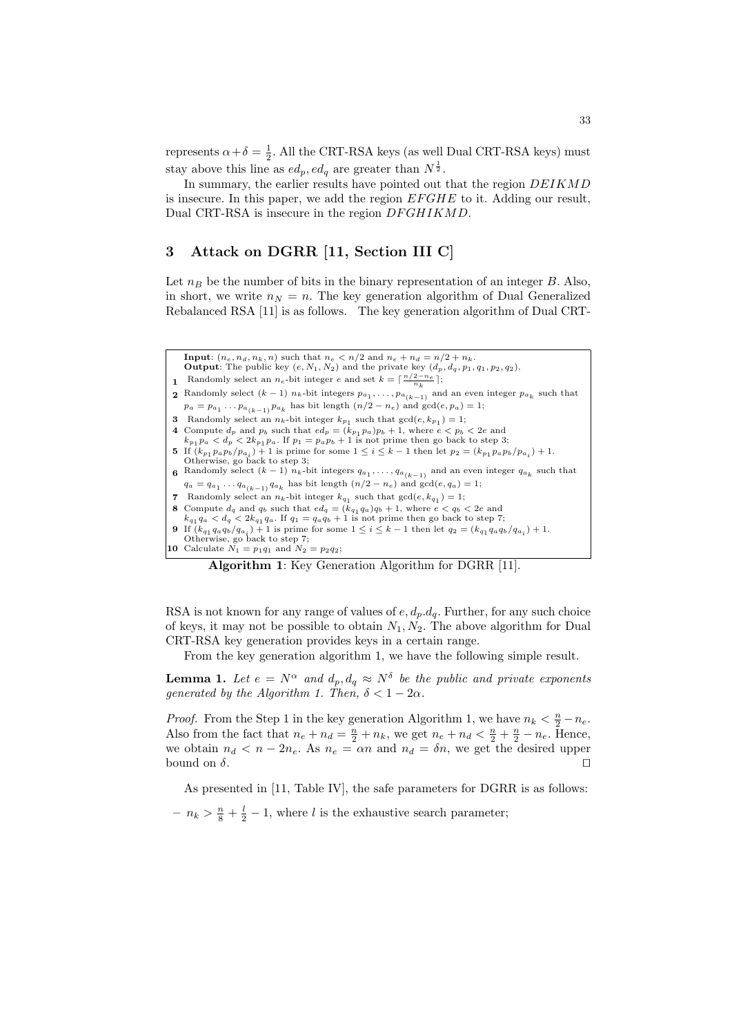represents $\alpha+\delta = \frac{1}{2}$. All the CRT-RSA keys (as well Dual CRT-RSA keys) must stay above this line as $ed_p, ed_q$ are greater than $N^{\frac{1}{2}}$.

In summary, the earlier results have pointed out that the region $DEIKMD$ is insecure. In this paper, we add the region $EFGHE$ to it. Adding our result, Dual CRT-RSA is insecure in the region $DFGHIKMD$.

## 3 Attack on DGRR [11, Section III C]

Let $n_B$ be the number of bits in the binary representation of an integer $B$. Also, in short, we write $n_N = n$. The key generation algorithm of Dual Generalized Rebalanced RSA [11] is as follows. The key generation algorithm of Dual CRT-

**Input**: $(n_e, n_d, n_k, n)$ such that $n_e < n/2$ and $n_e + n_d = n/2 + n_k$.
**Output**: The public key $(e, N_1, N_2)$ and the private key $(d_p, d_q, p_1, q_1, p_2, q_2)$.

1. Randomly select an $n_e$-bit integer $e$ and set $k = \lceil \frac{n/2 - n_e}{n_k} \rceil$;
2. Randomly select $(k-1)$ $n_k$-bit integers $p_{a_1}, \ldots, p_{a_{(k-1)}}$ and an even integer $p_{a_k}$ such that $p_a = p_{a_1} \ldots p_{a_{(k-1)}} p_{a_k}$ has bit length $(n/2 - n_e)$ and $\gcd(e, p_a) = 1$;
3. Randomly select an $n_k$-bit integer $k_{p_1}$ such that $\gcd(e, k_{p_1}) = 1$;
4. Compute $d_p$ and $p_b$ such that $ed_p = (k_{p_1} p_a) p_b + 1$, where $e < p_b < 2e$ and $k_{p_1} p_a < d_p < 2k_{p_1} p_a$. If $p_1 = p_a p_b + 1$ is not prime then go back to step 3;
5. If $(k_{p_1} p_a p_b / p_{a_i}) + 1$ is prime for some $1 \le i \le k-1$ then let $p_2 = (k_{p_1} p_a p_b / p_{a_i}) + 1$. Otherwise, go back to step 3;
6. Randomly select $(k-1)$ $n_k$-bit integers $q_{a_1}, \ldots, q_{a_{(k-1)}}$ and an even integer $q_{a_k}$ such that $q_a = q_{a_1} \ldots q_{a_{(k-1)}} q_{a_k}$ has bit length $(n/2 - n_e)$ and $\gcd(e, q_a) = 1$;
7. Randomly select an $n_k$-bit integer $k_{q_1}$ such that $\gcd(e, k_{q_1}) = 1$;
8. Compute $d_q$ and $q_b$ such that $ed_q = (k_{q_1} q_a) q_b + 1$, where $e < q_b < 2e$ and $k_{q_1} q_a < d_q < 2k_{q_1} q_a$. If $q_1 = q_a q_b + 1$ is not prime then go back to step 7;
9. If $(k_{q_1} q_a q_b / q_{a_i}) + 1$ is prime for some $1 \le i \le k-1$ then let $q_2 = (k_{q_1} q_a q_b / q_{a_i}) + 1$. Otherwise, go back to step 7;
10. Calculate $N_1 = p_1 q_1$ and $N_2 = p_2 q_2$;

**Algorithm 1**: Key Generation Algorithm for DGRR [11].

RSA is not known for any range of values of $e, d_p.d_q$. Further, for any such choice of keys, it may not be possible to obtain $N_1, N_2$. The above algorithm for Dual CRT-RSA key generation provides keys in a certain range.

From the key generation algorithm 1, we have the following simple result.

**Lemma 1.** *Let $e = N^{\alpha}$ and $d_p, d_q \approx N^{\delta}$ be the public and private exponents generated by the Algorithm 1. Then, $\delta < 1 - 2\alpha$.*

*Proof.* From the Step 1 in the key generation Algorithm 1, we have $n_k < \frac{n}{2} - n_e$. Also from the fact that $n_e + n_d = \frac{n}{2} + n_k$, we get $n_e + n_d < \frac{n}{2} + \frac{n}{2} - n_e$. Hence, we obtain $n_d < n - 2n_e$. As $n_e = \alpha n$ and $n_d = \delta n$, we get the desired upper bound on $\delta$. ◻

As presented in [11, Table IV], the safe parameters for DGRR is as follows:

- $n_k > \frac{n}{8} + \frac{l}{2} - 1$, where $l$ is the exhaustive search parameter;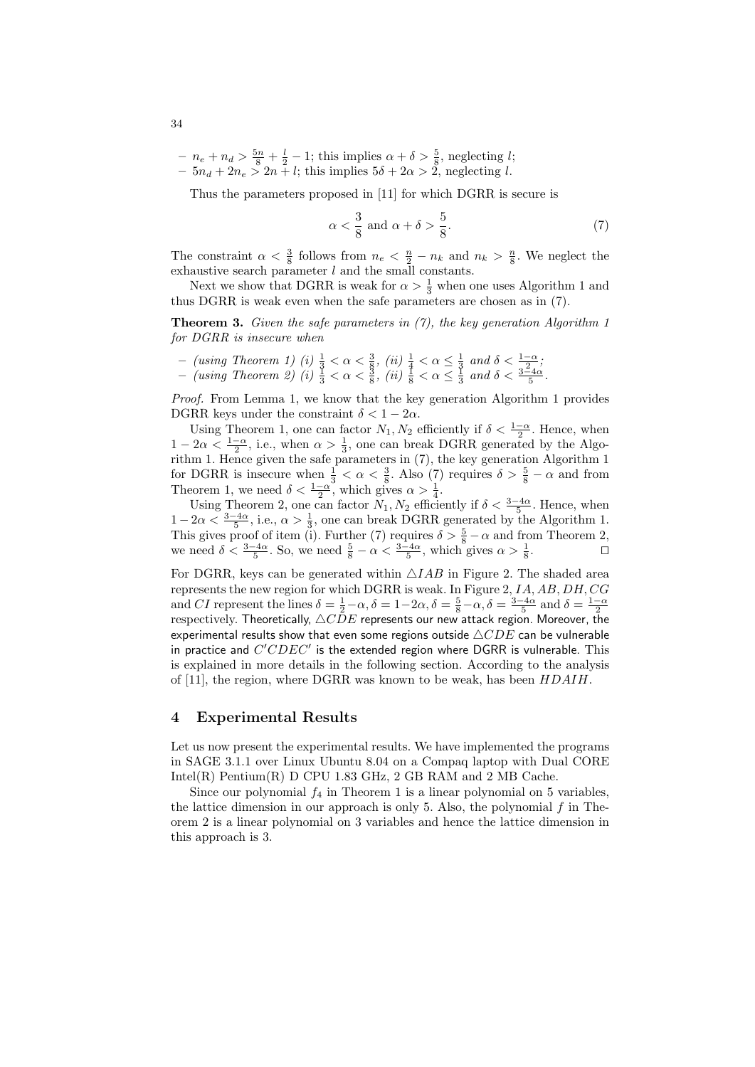- $n_e + n_d > \frac{5n}{8} + \frac{l}{2} - 1$; this implies $\alpha + \delta > \frac{5}{8}$, neglecting $l$;
- $5n_d + 2n_e > 2n + l$; this implies $5\delta + 2\alpha > 2$, neglecting $l$.

Thus the parameters proposed in [11] for which DGRR is secure is

$$\alpha < \frac{3}{8} \text{ and } \alpha + \delta > \frac{5}{8}. \tag{7}$$

The constraint $\alpha < \frac{3}{8}$ follows from $n_e < \frac{n}{2} - n_k$ and $n_k > \frac{n}{8}$. We neglect the exhaustive search parameter $l$ and the small constants.

Next we show that DGRR is weak for $\alpha > \frac{1}{3}$ when one uses Algorithm 1 and thus DGRR is weak even when the safe parameters are chosen as in (7).

**Theorem 3.** *Given the safe parameters in (7), the key generation Algorithm 1 for DGRR is insecure when*

- *(using Theorem 1) (i)* $\frac{1}{3} < \alpha < \frac{3}{8}$*, (ii)* $\frac{1}{4} < \alpha \leq \frac{1}{3}$ *and* $\delta < \frac{1-\alpha}{2}$*;*
- *(using Theorem 2) (i)* $\frac{1}{3} < \alpha < \frac{3}{8}$*, (ii)* $\frac{1}{8} < \alpha \leq \frac{1}{3}$ *and* $\delta < \frac{3-4\alpha}{5}$*.*

*Proof.* From Lemma 1, we know that the key generation Algorithm 1 provides DGRR keys under the constraint $\delta < 1 - 2\alpha$.

Using Theorem 1, one can factor $N_1, N_2$ efficiently if $\delta < \frac{1-\alpha}{2}$. Hence, when $1 - 2\alpha < \frac{1-\alpha}{2}$, i.e., when $\alpha > \frac{1}{3}$, one can break DGRR generated by the Algorithm 1. Hence given the safe parameters in (7), the key generation Algorithm 1 for DGRR is insecure when $\frac{1}{3} < \alpha < \frac{3}{8}$. Also (7) requires $\delta > \frac{5}{8} - \alpha$ and from Theorem 1, we need $\delta < \frac{1-\alpha}{2}$, which gives $\alpha > \frac{1}{4}$.

Using Theorem 2, one can factor $N_1, N_2$ efficiently if $\delta < \frac{3-4\alpha}{5}$. Hence, when $1 - 2\alpha < \frac{3-4\alpha}{5}$, i.e., $\alpha > \frac{1}{3}$, one can break DGRR generated by the Algorithm 1. This gives proof of item (i). Further (7) requires $\delta > \frac{5}{8} - \alpha$ and from Theorem 2, we need $\delta < \frac{3-4\alpha}{5}$. So, we need $\frac{5}{8} - \alpha < \frac{3-4\alpha}{5}$, which gives $\alpha > \frac{1}{8}$. ◻

For DGRR, keys can be generated within $\triangle IAB$ in Figure 2. The shaded area represents the new region for which DGRR is weak. In Figure 2, $IA, AB, DH, CG$ and $CI$ represent the lines $\delta = \frac{1}{2} - \alpha, \delta = 1 - 2\alpha, \delta = \frac{5}{8} - \alpha, \delta = \frac{3-4\alpha}{5}$ and $\delta = \frac{1-\alpha}{2}$ respectively. Theoretically, $\triangle CDE$ represents our new attack region. Moreover, the experimental results show that even some regions outside $\triangle CDE$ can be vulnerable in practice and $C'CDEC'$ is the extended region where DGRR is vulnerable. This is explained in more details in the following section. According to the analysis of [11], the region, where DGRR was known to be weak, has been $HDAIH$.

## 4 Experimental Results

Let us now present the experimental results. We have implemented the programs in SAGE 3.1.1 over Linux Ubuntu 8.04 on a Compaq laptop with Dual CORE Intel(R) Pentium(R) D CPU 1.83 GHz, 2 GB RAM and 2 MB Cache.

Since our polynomial $f_4$ in Theorem 1 is a linear polynomial on 5 variables, the lattice dimension in our approach is only 5. Also, the polynomial $f$ in Theorem 2 is a linear polynomial on 3 variables and hence the lattice dimension in this approach is 3.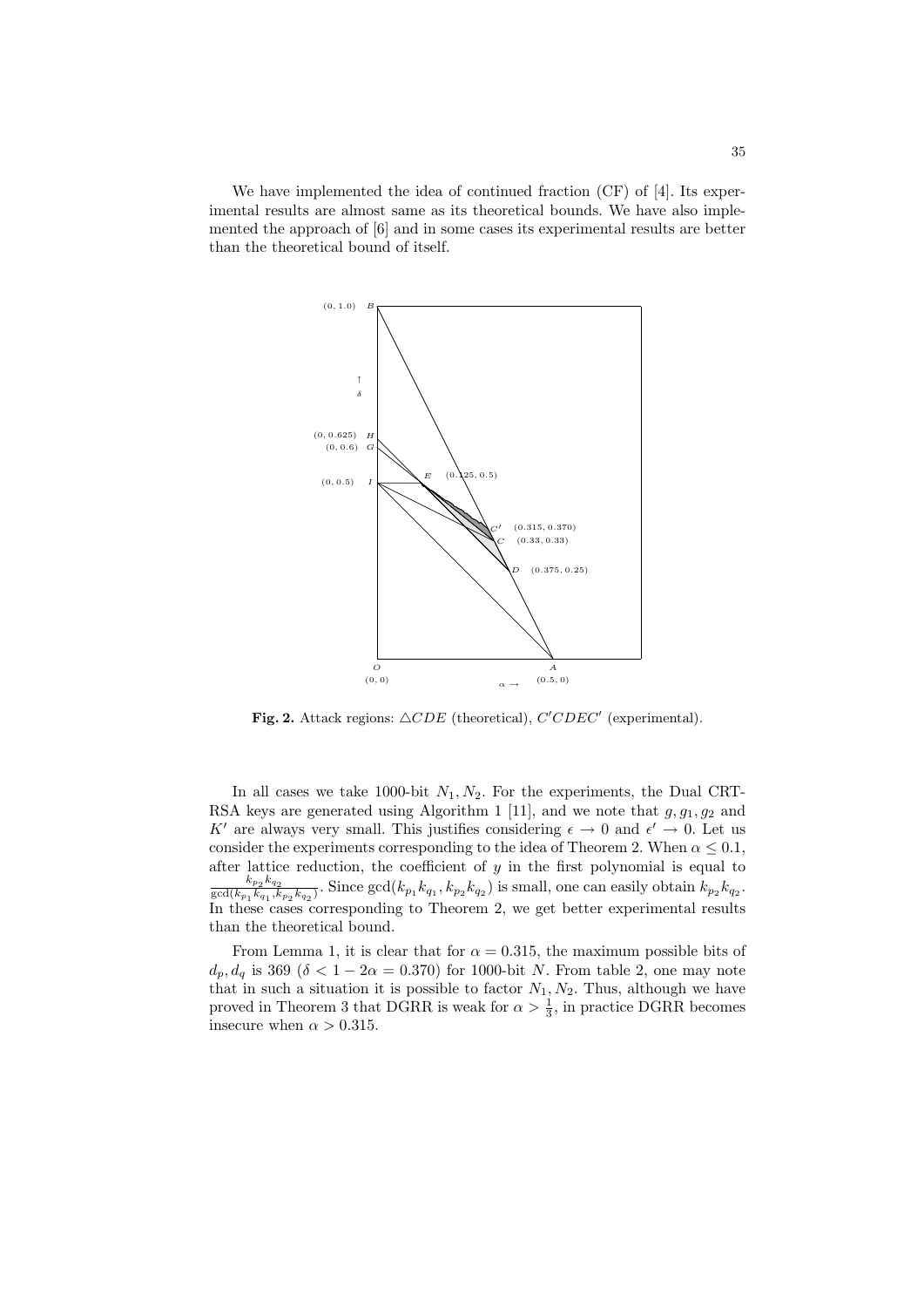We have implemented the idea of continued fraction (CF) of [4]. Its experimental results are almost same as its theoretical bounds. We have also implemented the approach of [6] and in some cases its experimental results are better than the theoretical bound of itself.

**Fig. 2.** Attack regions: $\triangle CDE$ (theoretical), $C'CDEC'$ (experimental).

In all cases we take 1000-bit $N_1, N_2$. For the experiments, the Dual CRT-RSA keys are generated using Algorithm 1 [11], and we note that $g, g_1, g_2$ and $K'$ are always very small. This justifies considering $\epsilon \to 0$ and $\epsilon' \to 0$. Let us consider the experiments corresponding to the idea of Theorem 2. When $\alpha \leq 0.1$, after lattice reduction, the coefficient of $y$ in the first polynomial is equal to $\frac{k_{p_2} k_{q_2}}{\gcd(k_{p_1} k_{q_1}, k_{p_2} k_{q_2})}$. Since $\gcd(k_{p_1} k_{q_1}, k_{p_2} k_{q_2})$ is small, one can easily obtain $k_{p_2} k_{q_2}$. In these cases corresponding to Theorem 2, we get better experimental results than the theoretical bound.

From Lemma 1, it is clear that for $\alpha = 0.315$, the maximum possible bits of $d_p, d_q$ is 369 ($\delta < 1 - 2\alpha = 0.370$) for 1000-bit $N$. From table 2, one may note that in such a situation it is possible to factor $N_1, N_2$. Thus, although we have proved in Theorem 3 that DGRR is weak for $\alpha > \frac{1}{3}$, in practice DGRR becomes insecure when $\alpha > 0.315$.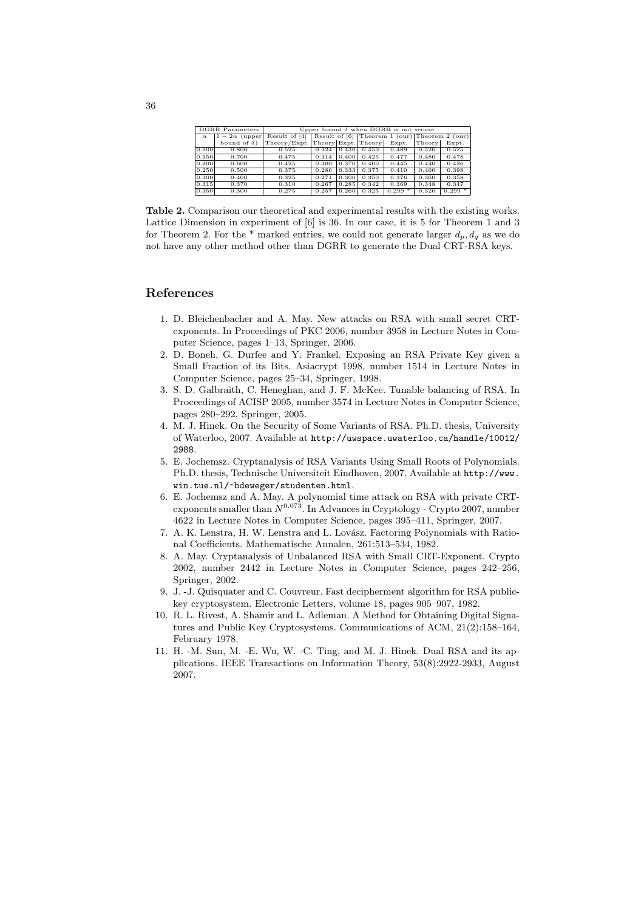| DGRR Parameters | | Upper bound $\delta$ when DGRR is not secure | | | | | | |
|---|---|---|---|---|---|---|---|---|
| $\alpha$ | $1-2\alpha$ (upper bound of $\delta$) | Result of [4] Theory/Expt. | Result of [6] Theory | Expt. | Theorem 1 (our) Theory | Expt. | Theorem 2 (our) Theory | Expt. |
| 0.100 | 0.800 | 0.525 | 0.324 | 0.430 | 0.450 | 0.489 | 0.520 | 0.525 |
| 0.150 | 0.700 | 0.475 | 0.314 | 0.400 | 0.425 | 0.477 | 0.480 | 0.478 |
| 0.200 | 0.600 | 0.425 | 0.300 | 0.370 | 0.400 | 0.445 | 0.440 | 0.436 |
| 0.250 | 0.500 | 0.375 | 0.286 | 0.333 | 0.375 | 0.410 | 0.400 | 0.398 |
| 0.300 | 0.400 | 0.325 | 0.271 | 0.300 | 0.350 | 0.376 | 0.360 | 0.358 |
| 0.315 | 0.370 | 0.310 | 0.267 | 0.285 | 0.342 | 0.369 | 0.348 | 0.347 |
| 0.350 | 0.300 | 0.275 | 0.257 | 0.260 | 0.325 | 0.299 * | 0.320 | 0.299 * |

**Table 2.** Comparison our theoretical and experimental results with the existing works. Lattice Dimension in experiment of [6] is 36. In our case, it is 5 for Theorem 1 and 3 for Theorem 2. For the * marked entries, we could not generate larger $d_p, d_q$ as we do not have any other method other than DGRR to generate the Dual CRT-RSA keys.

## References

1. D. Bleichenbacher and A. May. New attacks on RSA with small secret CRT-exponents. In Proceedings of PKC 2006, number 3958 in Lecture Notes on Computer Science, pages 1–13, Springer, 2006.
2. D. Boneh, G. Durfee and Y. Frankel. Exposing an RSA Private Key given a Small Fraction of its Bits. Asiacrypt 1998, number 1514 in Lecture Notes in Computer Science, pages 25–34, Springer, 1998.
3. S. D. Galbraith, C. Heneghan, and J. F. McKee. Tunable balancing of RSA. In Proceedings of ACISP 2005, number 3574 in Lecture Notes in Computer Science, pages 280–292, Springer, 2005.
4. M. J. Hinek. On the Security of Some Variants of RSA. Ph.D. thesis, University of Waterloo, 2007. Available at http://uwspace.uwaterloo.ca/handle/10012/2988.
5. E. Jochemsz. Cryptanalysis of RSA Variants Using Small Roots of Polynomials. Ph.D. thesis, Technische Universiteit Eindhoven, 2007. Available at http://www.win.tue.nl/~bdeweger/studenten.html.
6. E. Jochemsz and A. May. A polynomial time attack on RSA with private CRT-exponents smaller than $N^{0.073}$. In Advances in Cryptology - Crypto 2007, number 4622 in Lecture Notes in Computer Science, pages 395–411, Springer, 2007.
7. A. K. Lenstra, H. W. Lenstra and L. Lovász. Factoring Polynomials with Rational Coefficients. Mathematische Annalen, 261:513–534, 1982.
8. A. May. Cryptanalysis of Unbalanced RSA with Small CRT-Exponent. Crypto 2002, number 2442 in Lecture Notes in Computer Science, pages 242–256, Springer, 2002.
9. J. -J. Quisquater and C. Couvreur. Fast decipherment algorithm for RSA public-key cryptosystem. Electronic Letters, volume 18, pages 905–907, 1982.
10. R. L. Rivest, A. Shamir and L. Adleman. A Method for Obtaining Digital Signatures and Public Key Cryptosystems. Communications of ACM, 21(2):158–164, February 1978.
11. H. -M. Sun, M. -E. Wu, W. -C. Ting, and M. J. Hinek. Dual RSA and its applications. IEEE Transactions on Information Theory, 53(8):2922-2933, August 2007.